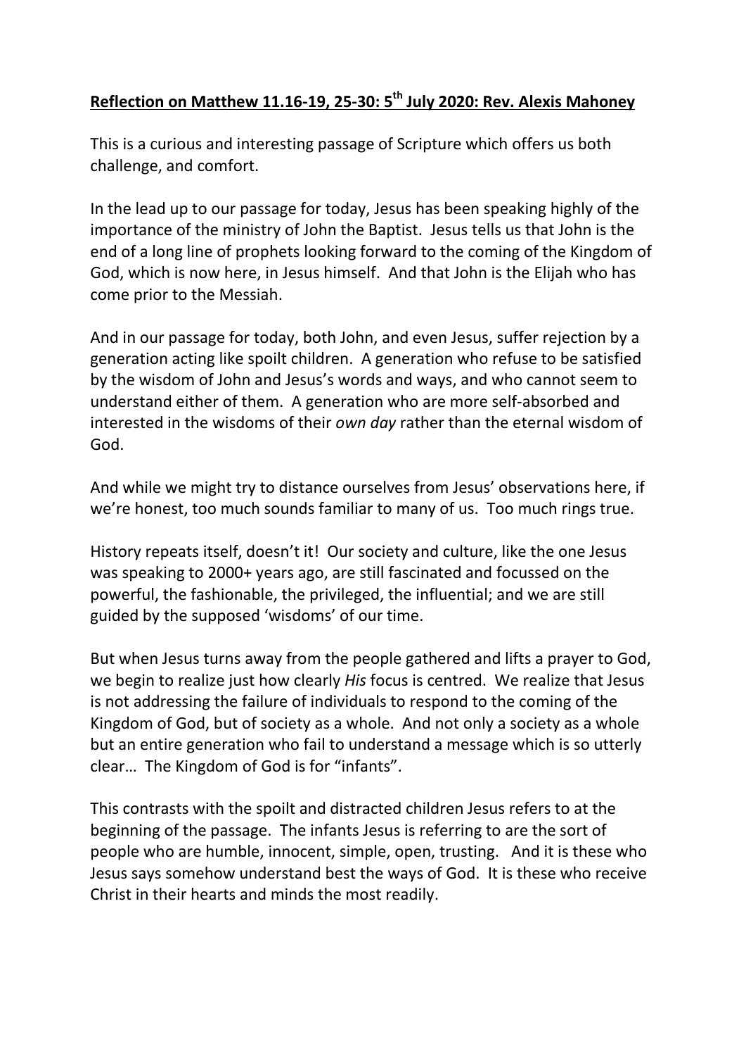**<u>Reflection on Matthew 11.16-19, 25-30: 5th July 2020: Rev. Alexis Mahoney</u>**

This is a curious and interesting passage of Scripture which offers us both challenge, and comfort.

In the lead up to our passage for today, Jesus has been speaking highly of the importance of the ministry of John the Baptist. Jesus tells us that John is the end of a long line of prophets looking forward to the coming of the Kingdom of God, which is now here, in Jesus himself. And that John is the Elijah who has come prior to the Messiah.

And in our passage for today, both John, and even Jesus, suffer rejection by a generation acting like spoilt children. A generation who refuse to be satisfied by the wisdom of John and Jesus's words and ways, and who cannot seem to understand either of them. A generation who are more self-absorbed and interested in the wisdoms of their *own day* rather than the eternal wisdom of God.

And while we might try to distance ourselves from Jesus' observations here, if we're honest, too much sounds familiar to many of us. Too much rings true.

History repeats itself, doesn't it! Our society and culture, like the one Jesus was speaking to 2000+ years ago, are still fascinated and focussed on the powerful, the fashionable, the privileged, the influential; and we are still guided by the supposed 'wisdoms' of our time.

But when Jesus turns away from the people gathered and lifts a prayer to God, we begin to realize just how clearly *His* focus is centred. We realize that Jesus is not addressing the failure of individuals to respond to the coming of the Kingdom of God, but of society as a whole. And not only a society as a whole but an entire generation who fail to understand a message which is so utterly clear… The Kingdom of God is for "infants".

This contrasts with the spoilt and distracted children Jesus refers to at the beginning of the passage. The infants Jesus is referring to are the sort of people who are humble, innocent, simple, open, trusting. And it is these who Jesus says somehow understand best the ways of God. It is these who receive Christ in their hearts and minds the most readily.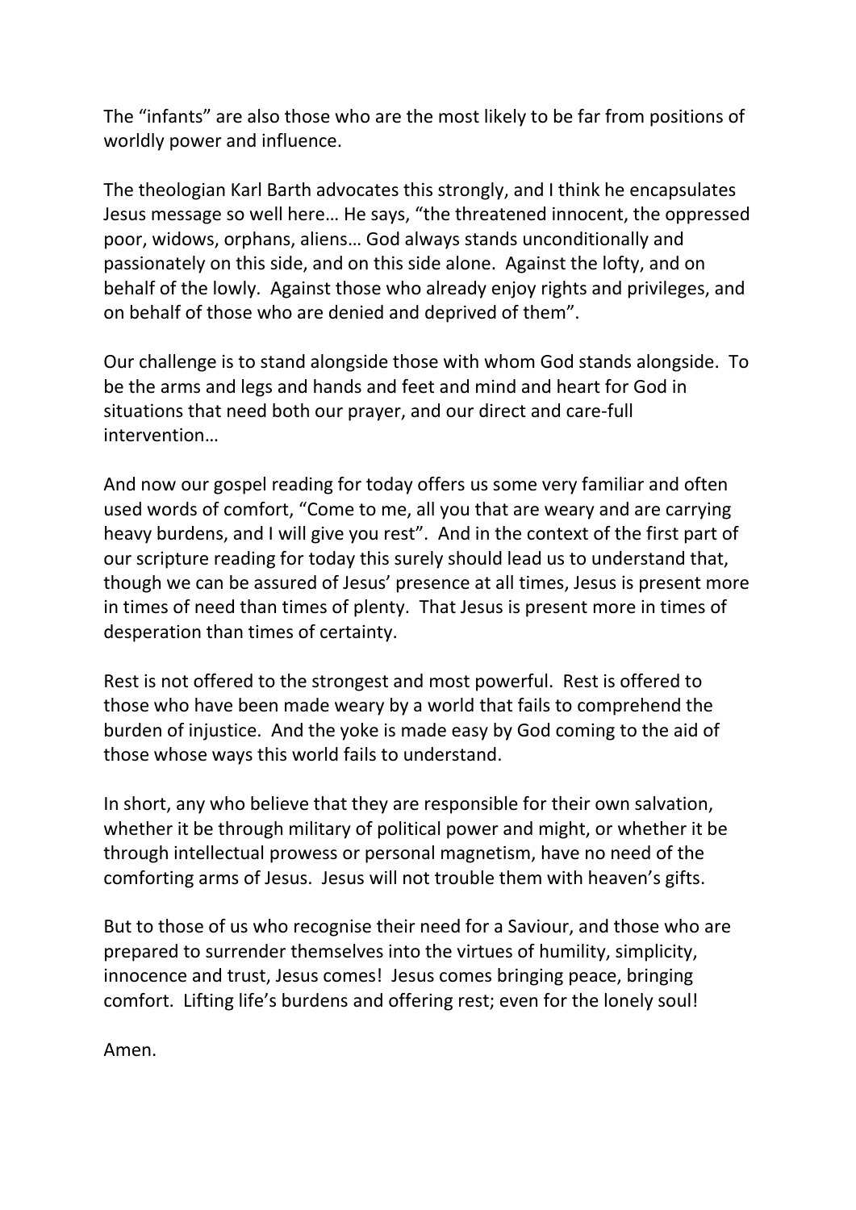The "infants" are also those who are the most likely to be far from positions of worldly power and influence.

The theologian Karl Barth advocates this strongly, and I think he encapsulates Jesus message so well here… He says, "the threatened innocent, the oppressed poor, widows, orphans, aliens… God always stands unconditionally and passionately on this side, and on this side alone. Against the lofty, and on behalf of the lowly. Against those who already enjoy rights and privileges, and on behalf of those who are denied and deprived of them".

Our challenge is to stand alongside those with whom God stands alongside. To be the arms and legs and hands and feet and mind and heart for God in situations that need both our prayer, and our direct and care-full intervention…

And now our gospel reading for today offers us some very familiar and often used words of comfort, "Come to me, all you that are weary and are carrying heavy burdens, and I will give you rest". And in the context of the first part of our scripture reading for today this surely should lead us to understand that, though we can be assured of Jesus' presence at all times, Jesus is present more in times of need than times of plenty. That Jesus is present more in times of desperation than times of certainty.

Rest is not offered to the strongest and most powerful. Rest is offered to those who have been made weary by a world that fails to comprehend the burden of injustice. And the yoke is made easy by God coming to the aid of those whose ways this world fails to understand.

In short, any who believe that they are responsible for their own salvation, whether it be through military of political power and might, or whether it be through intellectual prowess or personal magnetism, have no need of the comforting arms of Jesus. Jesus will not trouble them with heaven's gifts.

But to those of us who recognise their need for a Saviour, and those who are prepared to surrender themselves into the virtues of humility, simplicity, innocence and trust, Jesus comes! Jesus comes bringing peace, bringing comfort. Lifting life's burdens and offering rest; even for the lonely soul!

Amen.